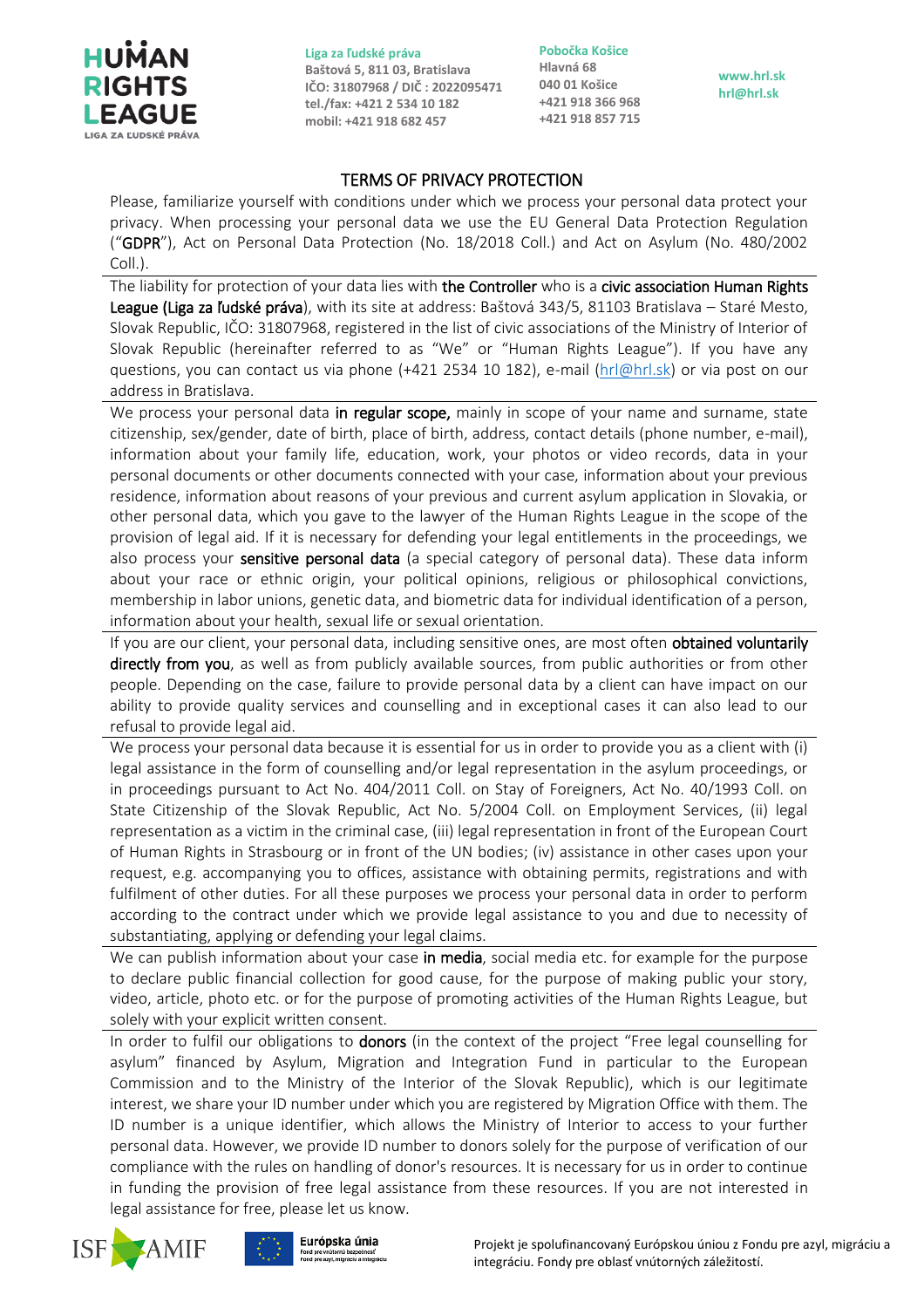# TERMS OF PRIVACY PROTECTION

Please, familiarize yourself with conditions under which we process your personal data protect your privacy. When processing your personal data we use the EU General Data Protection Regulation ("**GDPR**"), Act on Personal Data Protection (No. 18/2018 Coll.) and Act on Asylum (No. 480/2002 Coll.).

The liability for protection of your data lies with **the Controller** who is a **civic association Human Rights League (Liga za ľudské práva)**, with its site at address: Baštová 343/5, 81103 Bratislava – Staré Mesto, Slovak Republic, IČO: 31807968, registered in the list of civic associations of the Ministry of Interior of Slovak Republic (hereinafter referred to as "We" or "Human Rights League"). If you have any questions, you can contact us via phone (+421 2534 10 182), e-mail (hrl@hrl.sk) or via post on our address in Bratislava.

We process your personal data **in regular scope,** mainly in scope of your name and surname, state citizenship, sex/gender, date of birth, place of birth, address, contact details (phone number, e-mail), information about your family life, education, work, your photos or video records, data in your personal documents or other documents connected with your case, information about your previous residence, information about reasons of your previous and current asylum application in Slovakia, or other personal data, which you gave to the lawyer of the Human Rights League in the scope of the provision of legal aid. If it is necessary for defending your legal entitlements in the proceedings, we also process your **sensitive personal data** (a special category of personal data). These data inform about your race or ethnic origin, your political opinions, religious or philosophical convictions, membership in labor unions, genetic data, and biometric data for individual identification of a person, information about your health, sexual life or sexual orientation.

If you are our client, your personal data, including sensitive ones, are most often **obtained voluntarily directly from you**, as well as from publicly available sources, from public authorities or from other people. Depending on the case, failure to provide personal data by a client can have impact on our ability to provide quality services and counselling and in exceptional cases it can also lead to our refusal to provide legal aid.

We process your personal data because it is essential for us in order to provide you as a client with (i) legal assistance in the form of counselling and/or legal representation in the asylum proceedings, or in proceedings pursuant to Act No. 404/2011 Coll. on Stay of Foreigners, Act No. 40/1993 Coll. on State Citizenship of the Slovak Republic, Act No. 5/2004 Coll. on Employment Services, (ii) legal representation as a victim in the criminal case, (iii) legal representation in front of the European Court of Human Rights in Strasbourg or in front of the UN bodies; (iv) assistance in other cases upon your request, e.g. accompanying you to offices, assistance with obtaining permits, registrations and with fulfilment of other duties. For all these purposes we process your personal data in order to perform according to the contract under which we provide legal assistance to you and due to necessity of substantiating, applying or defending your legal claims.

We can publish information about your case **in media**, social media etc. for example for the purpose to declare public financial collection for good cause, for the purpose of making public your story, video, article, photo etc. or for the purpose of promoting activities of the Human Rights League, but solely with your explicit written consent.

In order to fulfil our obligations to **donors** (in the context of the project "Free legal counselling for asylum" financed by Asylum, Migration and Integration Fund in particular to the European Commission and to the Ministry of the Interior of the Slovak Republic), which is our legitimate interest, we share your ID number under which you are registered by Migration Office with them. The ID number is a unique identifier, which allows the Ministry of Interior to access to your further personal data. However, we provide ID number to donors solely for the purpose of verification of our compliance with the rules on handling of donor's resources. It is necessary for us in order to continue in funding the provision of free legal assistance from these resources. If you are not interested in legal assistance for free, please let us know.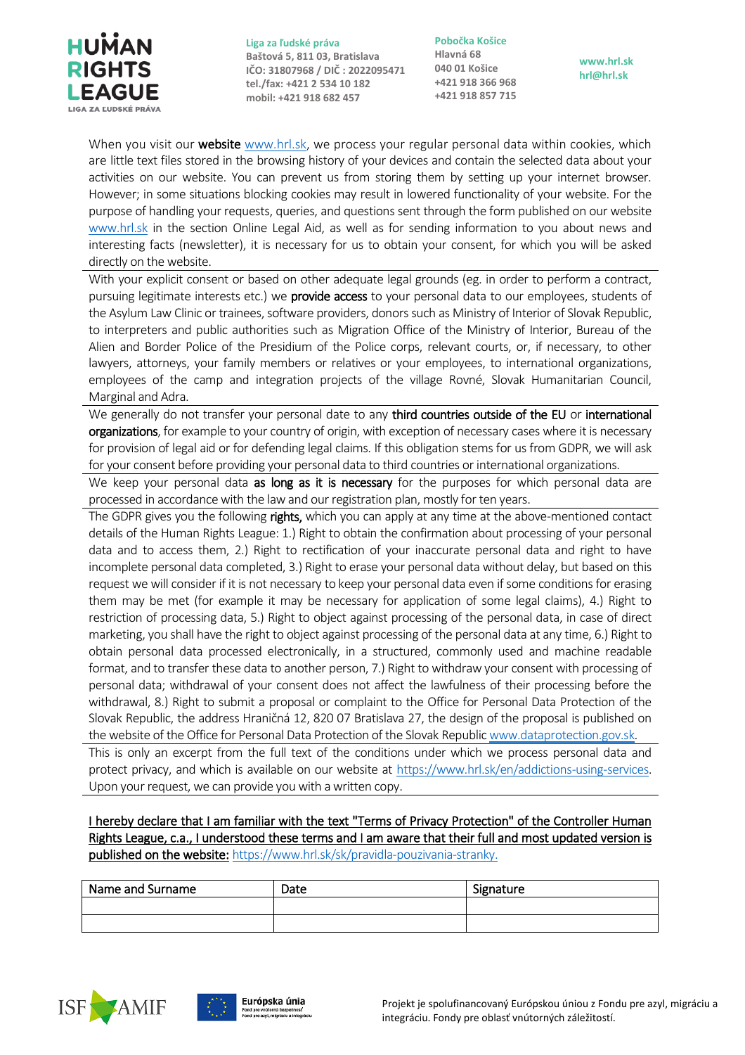When you visit our **website** www.hrl.sk, we process your regular personal data within cookies, which are little text files stored in the browsing history of your devices and contain the selected data about your activities on our website. You can prevent us from storing them by setting up your internet browser. However; in some situations blocking cookies may result in lowered functionality of your website. For the purpose of handling your requests, queries, and questions sent through the form published on our website www.hrl.sk in the section Online Legal Aid, as well as for sending information to you about news and interesting facts (newsletter), it is necessary for us to obtain your consent, for which you will be asked directly on the website.

With your explicit consent or based on other adequate legal grounds (eg. in order to perform a contract, pursuing legitimate interests etc.) we **provide access** to your personal data to our employees, students of the Asylum Law Clinic or trainees, software providers, donors such as Ministry of Interior of Slovak Republic, to interpreters and public authorities such as Migration Office of the Ministry of Interior, Bureau of the Alien and Border Police of the Presidium of the Police corps, relevant courts, or, if necessary, to other lawyers, attorneys, your family members or relatives or your employees, to international organizations, employees of the camp and integration projects of the village Rovné, Slovak Humanitarian Council, Marginal and Adra.

We generally do not transfer your personal date to any **third countries outside of the EU** or **international organizations**, for example to your country of origin, with exception of necessary cases where it is necessary for provision of legal aid or for defending legal claims. If this obligation stems for us from GDPR, we will ask for your consent before providing your personal data to third countries or international organizations.

We keep your personal data **as long as it is necessary** for the purposes for which personal data are processed in accordance with the law and our registration plan, mostly for ten years.

The GDPR gives you the following **rights,** which you can apply at any time at the above-mentioned contact details of the Human Rights League: 1.) Right to obtain the confirmation about processing of your personal data and to access them, 2.) Right to rectification of your inaccurate personal data and right to have incomplete personal data completed, 3.) Right to erase your personal data without delay, but based on this request we will consider if it is not necessary to keep your personal data even if some conditions for erasing them may be met (for example it may be necessary for application of some legal claims), 4.) Right to restriction of processing data, 5.) Right to object against processing of the personal data, in case of direct marketing, you shall have the right to object against processing of the personal data at any time, 6.) Right to obtain personal data processed electronically, in a structured, commonly used and machine readable format, and to transfer these data to another person, 7.) Right to withdraw your consent with processing of personal data; withdrawal of your consent does not affect the lawfulness of their processing before the withdrawal, 8.) Right to submit a proposal or complaint to the Office for Personal Data Protection of the Slovak Republic, the address Hraničná 12, 820 07 Bratislava 27, the design of the proposal is published on the website of the Office for Personal Data Protection of the Slovak Republic www.dataprotection.gov.sk.

This is only an excerpt from the full text of the conditions under which we process personal data and protect privacy, and which is available on our website at https://www.hrl.sk/en/addictions-using-services. Upon your request, we can provide you with a written copy.

I hereby declare that I am familiar with the text "Terms of Privacy Protection" of the Controller Human Rights League, c.a., I understood these terms and I am aware that their full and most updated version is published on the website: https://www.hrl.sk/sk/pravidla-pouzivania-stranky.

| Name and Surname | Date | Signature |
|---|---|---|
| | | |
| | | |

Projekt je spolufinancovaný Európskou úniou z Fondu pre azyl, migráciu a integráciu. Fondy pre oblasť vnútorných záležitostí.